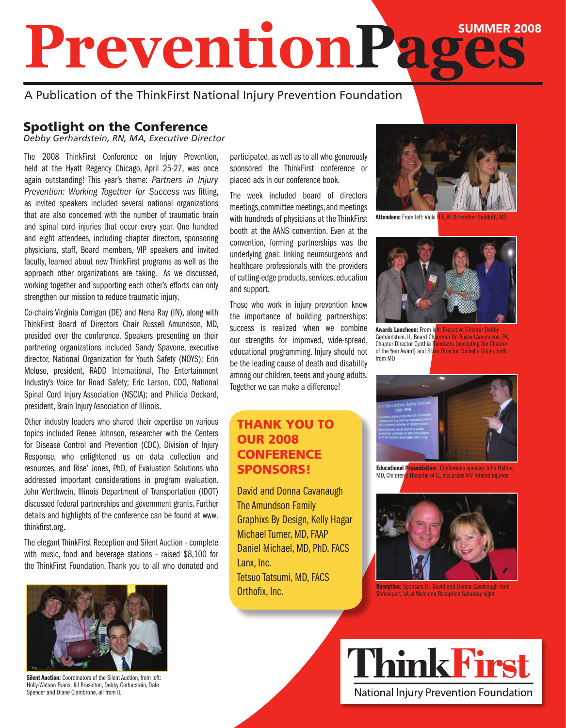# PreventionPages

**SUMMER 2008**

A Publication of the ThinkFirst National Injury Prevention Foundation

## Spotlight on the Conference

*Debby Gerhardstein, RN, MA, Executive Director*

The 2008 ThinkFirst Conference on Injury Prevention, held at the Hyatt Regency Chicago, April 25-27, was once again outstanding! This year's theme: *Partners in Injury Prevention: Working Together for Success* was fitting, as invited speakers included several national organizations that are also concerned with the number of traumatic brain and spinal cord injuries that occur every year. One hundred and eight attendees, including chapter directors, sponsoring physicians, staff, Board members, VIP speakers and invited faculty, learned about new ThinkFirst programs as well as the approach other organizations are taking. As we discussed, working together and supporting each other's efforts can only strengthen our mission to reduce traumatic injury.

Co-chairs Virginia Corrigan (DE) and Nena Ray (IN), along with ThinkFirst Board of Directors Chair Russell Amundson, MD, presided over the conference. Speakers presenting on their partnering organizations included Sandy Spavone, executive director, National Organization for Youth Safety (NOYS); Erin Meluso, president, RADD International, The Entertainment Industry's Voice for Road Safety; Eric Larson, COO, National Spinal Cord Injury Association (NSCIA); and Philicia Deckard, president, Brain Injury Association of Illinois.

Other industry leaders who shared their expertise on various topics included Renee Johnson, researcher with the Centers for Disease Control and Prevention (CDC), Division of Injury Response, who enlightened us on data collection and resources, and Rise' Jones, PhD, of Evaluation Solutions who addressed important considerations in program evaluation. John Werthwein, Illinois Department of Transportation (IDOT) discussed federal partnerships and government grants. Further details and highlights of the conference can be found at www.thinkfirst.org.

The elegant ThinkFirst Reception and Silent Auction - complete with music, food and beverage stations - raised $8,100 for the ThinkFirst Foundation. Thank you to all who donated and participated, as well as to all who generously sponsored the ThinkFirst conference or placed ads in our conference book.

The week included board of directors meetings, committee meetings, and meetings with hundreds of physicians at the ThinkFirst booth at the AANS convention. Even at the convention, forming partnerships was the underlying goal: linking neurosurgeons and healthcare professionals with the providers of cutting-edge products, services, education and support.

Those who work in injury prevention know the importance of building partnerships: success is realized when we combine our strengths for improved, wide-spread, educational programming. Injury should not be the leading cause of death and disability among our children, teens and young adults. Together we can make a difference!

**Silent Auction:** Coordinators of the Silent Auction, from left: Holly-Watson Evans, Jill Braselton, Debby Gerharstein, Dale Spencer and Diane Ciambrone, all from IL

### THANK YOU TO OUR 2008 CONFERENCE SPONSORS!

David and Donna Cavanaugh
The Amundson Family
Graphixs By Design, Kelly Hagar
Michael Turner, MD, FAAP
Daniel Michael, MD, PhD, FACS
Lanx, Inc.
Tetsuo Tatsumi, MD, FACS
Orthofix, Inc.

**Attendees:** From left: Vicki Hill, AL & Heather Sudduth, MS

**Awards Luncheon:** From left: Executive Director Debby Gerhardstein, IL, Board Chairman Dr. Russell Amundson, PA, Chapter Director Cynthia Randazzo (accepting the Chapter of the Year Award) and State Director Michelle Gibler, both from MO

**Educational Presentation:** Conference speaker John Hafner, MD, Children's Hospital of IL, discusses ATV related injuries.

**Reception:** Sponsors Dr. David and Donna Cavanaugh from Shreveport, LA at Welcome Reception Saturday night

ThinkFirst
National Injury Prevention Foundation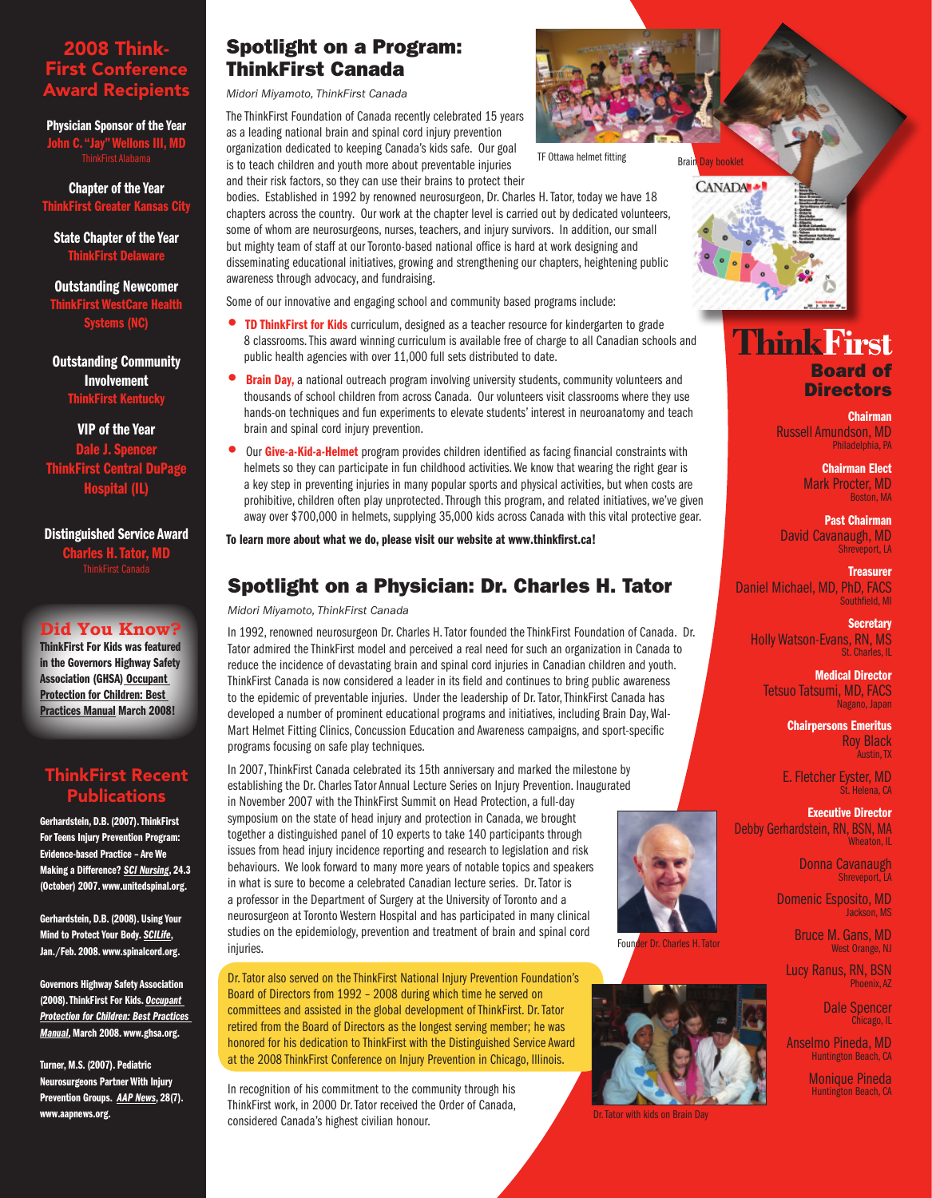## 2008 ThinkFirst Conference Award Recipients

**Physician Sponsor of the Year**
John C. "Jay" Wellons III, MD
ThinkFirst Alabama

**Chapter of the Year**
ThinkFirst Greater Kansas City

**State Chapter of the Year**
ThinkFirst Delaware

**Outstanding Newcomer**
ThinkFirst WestCare Health Systems (NC)

**Outstanding Community Involvement**
ThinkFirst Kentucky

**VIP of the Year**
Dale J. Spencer
ThinkFirst Central DuPage Hospital (IL)

**Distinguished Service Award**
Charles H. Tator, MD
ThinkFirst Canada

### Did You Know?

**ThinkFirst For Kids was featured in the Governors Highway Safety Association (GHSA) Occupant Protection for Children: Best Practices Manual March 2008!**

## ThinkFirst Recent Publications

**Gerhardstein, D.B. (2007). ThinkFirst For Teens Injury Prevention Program: Evidence-based Practice – Are We Making a Difference? *SCI Nursing*, 24.3 (October) 2007. www.unitedspinal.org.**

**Gerhardstein, D.B. (2008). Using Your Mind to Protect Your Body. *SCILife*, Jan./Feb. 2008. www.spinalcord.org.**

**Governors Highway Safety Association (2008). ThinkFirst For Kids. *Occupant Protection for Children: Best Practices Manual*, March 2008. www.ghsa.org.**

**Turner, M.S. (2007). Pediatric Neurosurgeons Partner With Injury Prevention Groups. *AAP News*, 28(7). www.aapnews.org.**

## Spotlight on a Program: ThinkFirst Canada

*Midori Miyamoto, ThinkFirst Canada*

The ThinkFirst Foundation of Canada recently celebrated 15 years as a leading national brain and spinal cord injury prevention organization dedicated to keeping Canada's kids safe. Our goal is to teach children and youth more about preventable injuries and their risk factors, so they can use their brains to protect their bodies. Established in 1992 by renowned neurosurgeon, Dr. Charles H. Tator, today we have 18 chapters across the country. Our work at the chapter level is carried out by dedicated volunteers, some of whom are neurosurgeons, nurses, teachers, and injury survivors. In addition, our small but mighty team of staff at our Toronto-based national office is hard at work designing and disseminating educational initiatives, growing and strengthening our chapters, heightening public awareness through advocacy, and fundraising.

TF Ottawa helmet fitting

Brain Day booklet

Some of our innovative and engaging school and community based programs include:

- **TD ThinkFirst for Kids** curriculum, designed as a teacher resource for kindergarten to grade 8 classrooms. This award winning curriculum is available free of charge to all Canadian schools and public health agencies with over 11,000 full sets distributed to date.
- **Brain Day,** a national outreach program involving university students, community volunteers and thousands of school children from across Canada. Our volunteers visit classrooms where they use hands-on techniques and fun experiments to elevate students' interest in neuroanatomy and teach brain and spinal cord injury prevention.
- Our **Give-a-Kid-a-Helmet** program provides children identified as facing financial constraints with helmets so they can participate in fun childhood activities. We know that wearing the right gear is a key step in preventing injuries in many popular sports and physical activities, but when costs are prohibitive, children often play unprotected. Through this program, and related initiatives, we've given away over $700,000 in helmets, supplying 35,000 kids across Canada with this vital protective gear.

**To learn more about what we do, please visit our website at www.thinkfirst.ca!**

## Spotlight on a Physician: Dr. Charles H. Tator

*Midori Miyamoto, ThinkFirst Canada*

In 1992, renowned neurosurgeon Dr. Charles H. Tator founded the ThinkFirst Foundation of Canada. Dr. Tator admired the ThinkFirst model and perceived a real need for such an organization in Canada to reduce the incidence of devastating brain and spinal cord injuries in Canadian children and youth. ThinkFirst Canada is now considered a leader in its field and continues to bring public awareness to the epidemic of preventable injuries. Under the leadership of Dr. Tator, ThinkFirst Canada has developed a number of prominent educational programs and initiatives, including Brain Day, Wal-Mart Helmet Fitting Clinics, Concussion Education and Awareness campaigns, and sport-specific programs focusing on safe play techniques.

In 2007, ThinkFirst Canada celebrated its 15th anniversary and marked the milestone by establishing the Dr. Charles Tator Annual Lecture Series on Injury Prevention. Inaugurated in November 2007 with the ThinkFirst Summit on Head Protection, a full-day symposium on the state of head injury and protection in Canada, we brought together a distinguished panel of 10 experts to take 140 participants through issues from head injury incidence reporting and research to legislation and risk behaviours. We look forward to many more years of notable topics and speakers in what is sure to become a celebrated Canadian lecture series. Dr. Tator is a professor in the Department of Surgery at the University of Toronto and a neurosurgeon at Toronto Western Hospital and has participated in many clinical studies on the epidemiology, prevention and treatment of brain and spinal cord injuries.

Founder Dr. Charles H. Tator

Dr. Tator also served on the ThinkFirst National Injury Prevention Foundation's Board of Directors from 1992 – 2008 during which time he served on committees and assisted in the global development of ThinkFirst. Dr. Tator retired from the Board of Directors as the longest serving member; he was honored for his dedication to ThinkFirst with the Distinguished Service Award at the 2008 ThinkFirst Conference on Injury Prevention in Chicago, Illinois.

In recognition of his commitment to the community through his ThinkFirst work, in 2000 Dr. Tator received the Order of Canada, considered Canada's highest civilian honour.

Dr. Tator with kids on Brain Day

## ThinkFirst Board of Directors

**Chairman**
Russell Amundson, MD
Philadelphia, PA

**Chairman Elect**
Mark Procter, MD
Boston, MA

**Past Chairman**
David Cavanaugh, MD
Shreveport, LA

**Treasurer**
Daniel Michael, MD, PhD, FACS
Southfield, MI

**Secretary**
Holly Watson-Evans, RN, MS
St. Charles, IL

**Medical Director**
Tetsuo Tatsumi, MD, FACS
Nagano, Japan

**Chairpersons Emeritus**
Roy Black
Austin, TX

E. Fletcher Eyster, MD
St. Helena, CA

**Executive Director**
Debby Gerhardstein, RN, BSN, MA
Wheaton, IL

Donna Cavanaugh
Shreveport, LA

Domenic Esposito, MD
Jackson, MS

Bruce M. Gans, MD
West Orange, NJ

Lucy Ranus, RN, BSN
Phoenix, AZ

Dale Spencer
Chicago, IL

Anselmo Pineda, MD
Huntington Beach, CA

Monique Pineda
Huntington Beach, CA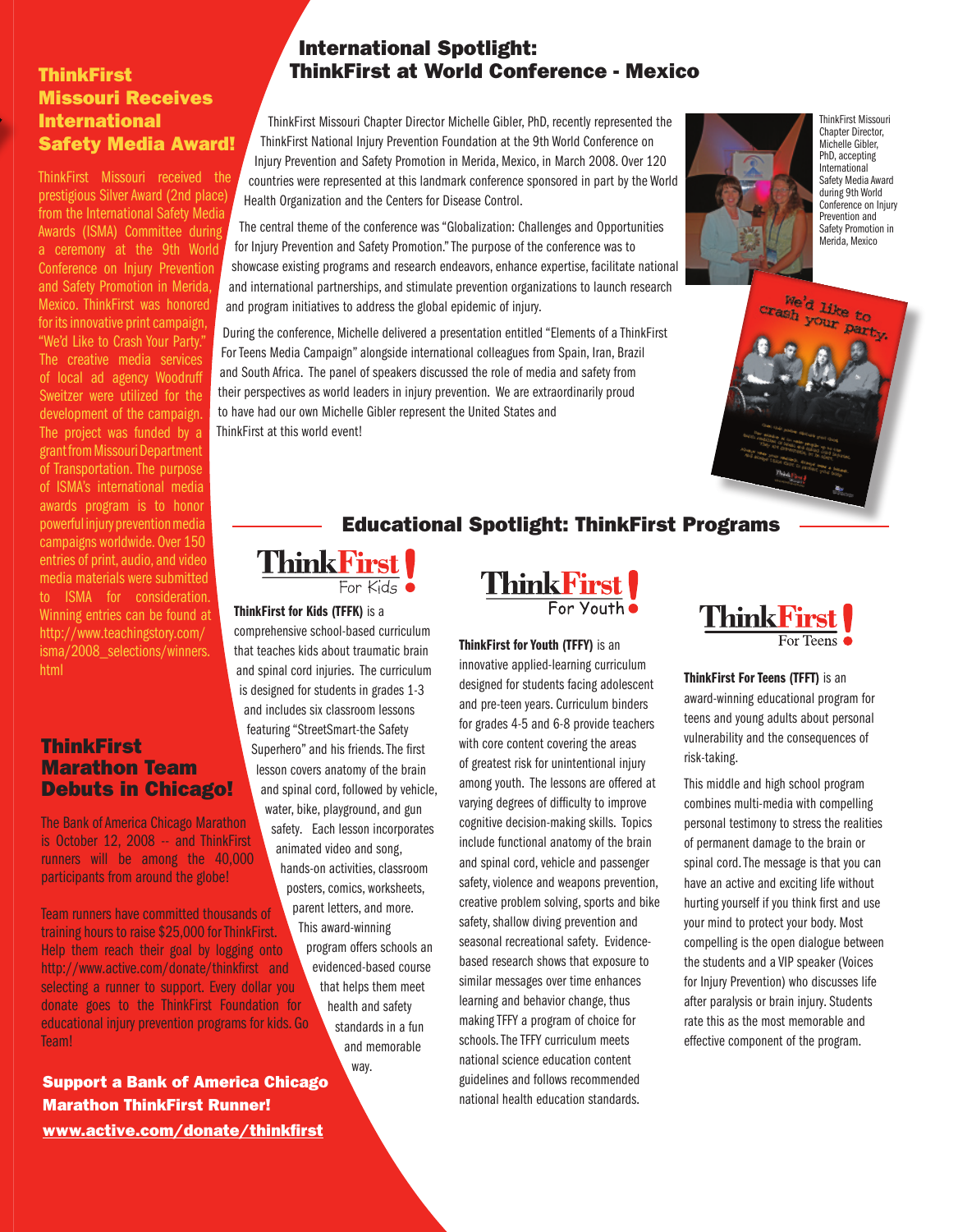## ThinkFirst Missouri Receives International Safety Media Award!

ThinkFirst Missouri received the prestigious Silver Award (2nd place) from the International Safety Media Awards (ISMA) Committee during a ceremony at the 9th World Conference on Injury Prevention and Safety Promotion in Merida, Mexico. ThinkFirst was honored for its innovative print campaign, "We'd Like to Crash Your Party." The creative media services of local ad agency Woodruff Sweitzer were utilized for the development of the campaign. The project was funded by a grant from Missouri Department of Transportation. The purpose of ISMA's international media awards program is to honor powerful injury prevention media campaigns worldwide. Over 150 entries of print, audio, and video media materials were submitted to ISMA for consideration. Winning entries can be found at http://www.teachingstory.com/isma/2008_selections/winners.html

## ThinkFirst Marathon Team Debuts in Chicago!

The Bank of America Chicago Marathon is October 12, 2008 -- and ThinkFirst runners will be among the 40,000 participants from around the globe!

Team runners have committed thousands of training hours to raise $25,000 for ThinkFirst. Help them reach their goal by logging onto http://www.active.com/donate/thinkfirst and selecting a runner to support. Every dollar you donate goes to the ThinkFirst Foundation for educational injury prevention programs for kids. Go Team!

**Support a Bank of America Chicago Marathon ThinkFirst Runner!**
**www.active.com/donate/thinkfirst**

## International Spotlight: ThinkFirst at World Conference - Mexico

ThinkFirst Missouri Chapter Director Michelle Gibler, PhD, recently represented the ThinkFirst National Injury Prevention Foundation at the 9th World Conference on Injury Prevention and Safety Promotion in Merida, Mexico, in March 2008. Over 120 countries were represented at this landmark conference sponsored in part by the World Health Organization and the Centers for Disease Control.

The central theme of the conference was "Globalization: Challenges and Opportunities for Injury Prevention and Safety Promotion." The purpose of the conference was to showcase existing programs and research endeavors, enhance expertise, facilitate national and international partnerships, and stimulate prevention organizations to launch research and program initiatives to address the global epidemic of injury.

During the conference, Michelle delivered a presentation entitled "Elements of a ThinkFirst For Teens Media Campaign" alongside international colleagues from Spain, Iran, Brazil and South Africa. The panel of speakers discussed the role of media and safety from their perspectives as world leaders in injury prevention. We are extraordinarily proud to have had our own Michelle Gibler represent the United States and ThinkFirst at this world event!

ThinkFirst Missouri Chapter Director, Michelle Gibler, PhD, accepting International Safety Media Award during 9th World Conference on Injury Prevention and Safety Promotion in Merida, Mexico

## Educational Spotlight: ThinkFirst Programs

### ThinkFirst! For Kids

**ThinkFirst for Kids (TFFK)** is a comprehensive school-based curriculum that teaches kids about traumatic brain and spinal cord injuries. The curriculum is designed for students in grades 1-3 and includes six classroom lessons featuring "StreetSmart-the Safety Superhero" and his friends. The first lesson covers anatomy of the brain and spinal cord, followed by vehicle, water, bike, playground, and gun safety. Each lesson incorporates animated video and song, hands-on activities, classroom posters, comics, worksheets, parent letters, and more. This award-winning program offers schools an evidenced-based course that helps them meet health and safety standards in a fun and memorable way.

### ThinkFirst! For Youth

**ThinkFirst for Youth (TFFY)** is an innovative applied-learning curriculum designed for students facing adolescent and pre-teen years. Curriculum binders for grades 4-5 and 6-8 provide teachers with core content covering the areas of greatest risk for unintentional injury among youth. The lessons are offered at varying degrees of difficulty to improve cognitive decision-making skills. Topics include functional anatomy of the brain and spinal cord, vehicle and passenger safety, violence and weapons prevention, creative problem solving, sports and bike safety, shallow diving prevention and seasonal recreational safety. Evidence-based research shows that exposure to similar messages over time enhances learning and behavior change, thus making TFFY a program of choice for schools. The TFFY curriculum meets national science education content guidelines and follows recommended national health education standards.

### ThinkFirst! For Teens

**ThinkFirst For Teens (TFFT)** is an award-winning educational program for teens and young adults about personal vulnerability and the consequences of risk-taking.

This middle and high school program combines multi-media with compelling personal testimony to stress the realities of permanent damage to the brain or spinal cord. The message is that you can have an active and exciting life without hurting yourself if you think first and use your mind to protect your body. Most compelling is the open dialogue between the students and a VIP speaker (Voices for Injury Prevention) who discusses life after paralysis or brain injury. Students rate this as the most memorable and effective component of the program.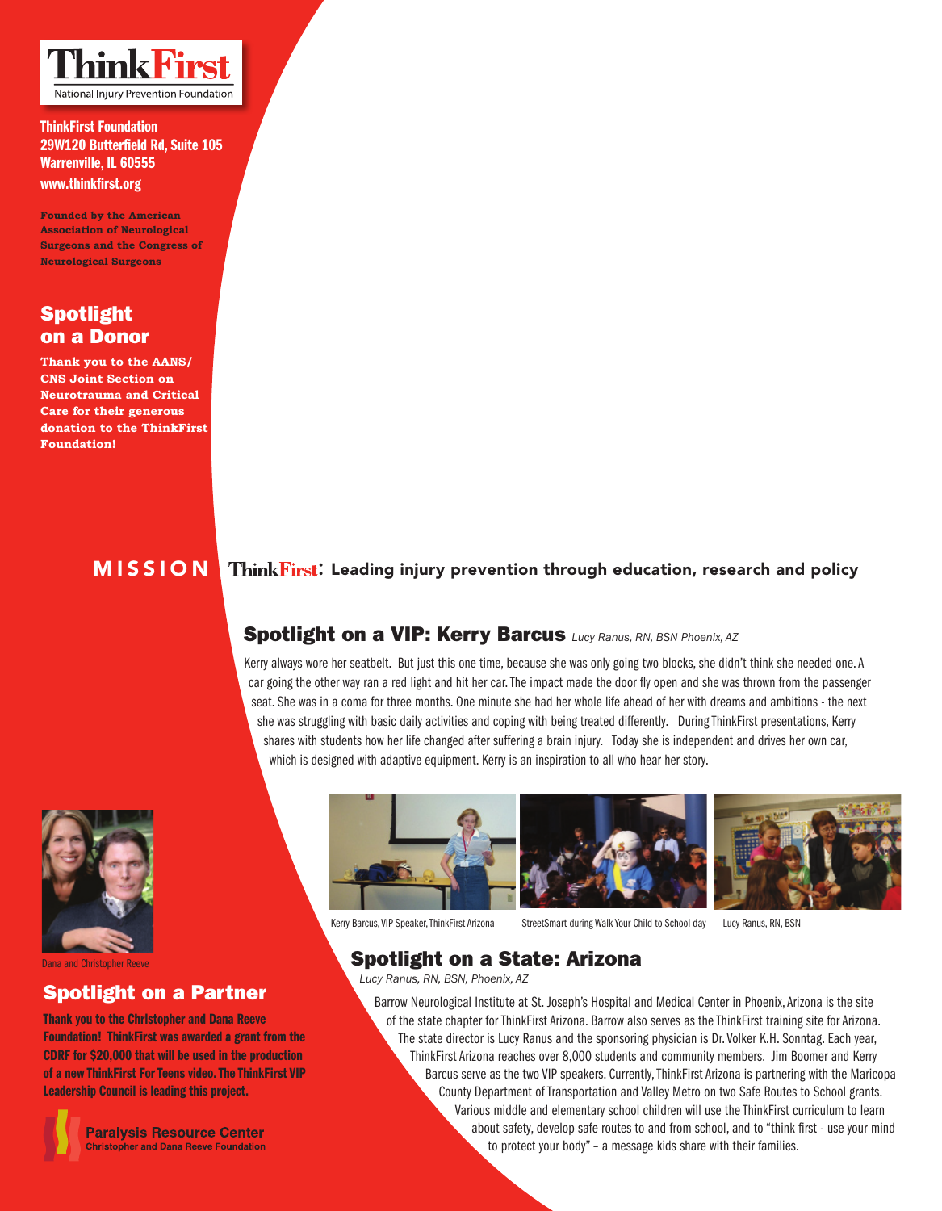ThinkFirst
National Injury Prevention Foundation

**ThinkFirst Foundation**
**29W120 Butterfield Rd, Suite 105**
**Warrenville, IL 60555**
**www.thinkfirst.org**

**Founded by the American Association of Neurological Surgeons and the Congress of Neurological Surgeons**

## Spotlight on a Donor

**Thank you to the AANS/CNS Joint Section on Neurotrauma and Critical Care for their generous donation to the ThinkFirst Foundation!**

**MISSION** ThinkFirst: **Leading injury prevention through education, research and policy**

## Spotlight on a VIP: Kerry Barcus

*Lucy Ranus, RN, BSN Phoenix, AZ*

Kerry always wore her seatbelt. But just this one time, because she was only going two blocks, she didn't think she needed one. A car going the other way ran a red light and hit her car. The impact made the door fly open and she was thrown from the passenger seat. She was in a coma for three months. One minute she had her whole life ahead of her with dreams and ambitions - the next she was struggling with basic daily activities and coping with being treated differently. During ThinkFirst presentations, Kerry shares with students how her life changed after suffering a brain injury. Today she is independent and drives her own car, which is designed with adaptive equipment. Kerry is an inspiration to all who hear her story.

Kerry Barcus, VIP Speaker, ThinkFirst Arizona

StreetSmart during Walk Your Child to School day

Lucy Ranus, RN, BSN

Dana and Christopher Reeve

## Spotlight on a Partner

**Thank you to the Christopher and Dana Reeve Foundation! ThinkFirst was awarded a grant from the CDRF for $20,000 that will be used in the production of a new ThinkFirst For Teens video. The ThinkFirst VIP Leadership Council is leading this project.**

**Paralysis Resource Center**
**Christopher and Dana Reeve Foundation**

## Spotlight on a State: Arizona

*Lucy Ranus, RN, BSN, Phoenix, AZ*

Barrow Neurological Institute at St. Joseph's Hospital and Medical Center in Phoenix, Arizona is the site of the state chapter for ThinkFirst Arizona. Barrow also serves as the ThinkFirst training site for Arizona. The state director is Lucy Ranus and the sponsoring physician is Dr. Volker K.H. Sonntag. Each year, ThinkFirst Arizona reaches over 8,000 students and community members. Jim Boomer and Kerry Barcus serve as the two VIP speakers. Currently, ThinkFirst Arizona is partnering with the Maricopa County Department of Transportation and Valley Metro on two Safe Routes to School grants. Various middle and elementary school children will use the ThinkFirst curriculum to learn about safety, develop safe routes to and from school, and to "think first - use your mind to protect your body" – a message kids share with their families.